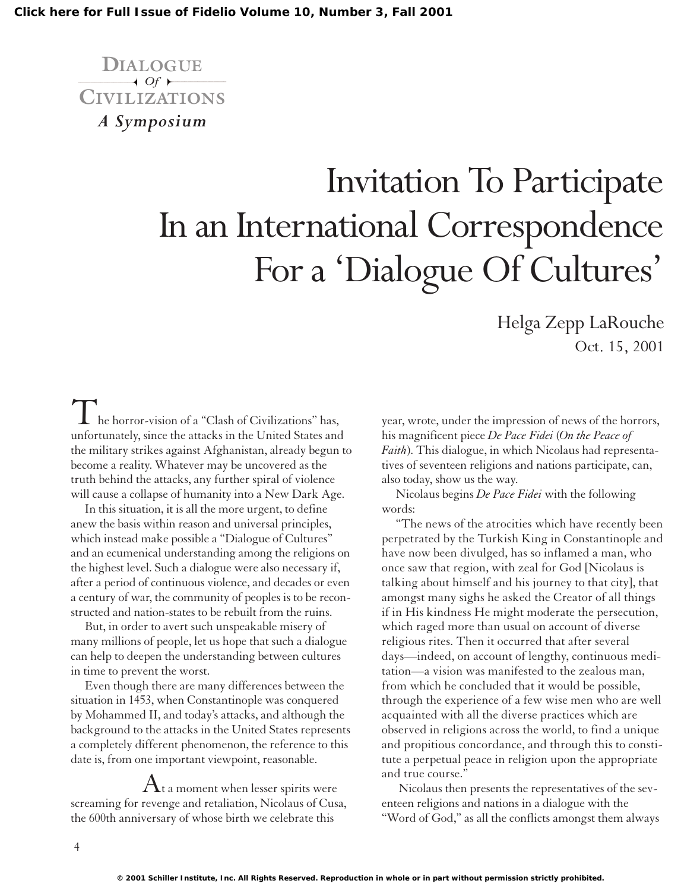DIALOGUE *Of* CIVILIZATIONS

*A Symposium*

# Invitation To Participate In an International Correspondence For a 'Dialogue Of Cultures'

Helga Zepp LaRouche
Oct. 15, 2001

The horror-vision of a "Clash of Civilizations" has, unfortunately, since the attacks in the United States and the military strikes against Afghanistan, already begun to become a reality. Whatever may be uncovered as the truth behind the attacks, any further spiral of violence will cause a collapse of humanity into a New Dark Age.

In this situation, it is all the more urgent, to define anew the basis within reason and universal principles, which instead make possible a "Dialogue of Cultures" and an ecumenical understanding among the religions on the highest level. Such a dialogue were also necessary if, after a period of continuous violence, and decades or even a century of war, the community of peoples is to be reconstructed and nation-states to be rebuilt from the ruins.

But, in order to avert such unspeakable misery of many millions of people, let us hope that such a dialogue can help to deepen the understanding between cultures in time to prevent the worst.

Even though there are many differences between the situation in 1453, when Constantinople was conquered by Mohammed II, and today's attacks, and although the background to the attacks in the United States represents a completely different phenomenon, the reference to this date is, from one important viewpoint, reasonable.

At a moment when lesser spirits were screaming for revenge and retaliation, Nicolaus of Cusa, the 600th anniversary of whose birth we celebrate this year, wrote, under the impression of news of the horrors, his magnificent piece *De Pace Fidei* (*On the Peace of Faith*). This dialogue, in which Nicolaus had representatives of seventeen religions and nations participate, can, also today, show us the way.

Nicolaus begins *De Pace Fidei* with the following words:

"The news of the atrocities which have recently been perpetrated by the Turkish King in Constantinople and have now been divulged, has so inflamed a man, who once saw that region, with zeal for God [Nicolaus is talking about himself and his journey to that city], that amongst many sighs he asked the Creator of all things if in His kindness He might moderate the persecution, which raged more than usual on account of diverse religious rites. Then it occurred that after several days—indeed, on account of lengthy, continuous meditation—a vision was manifested to the zealous man, from which he concluded that it would be possible, through the experience of a few wise men who are well acquainted with all the diverse practices which are observed in religions across the world, to find a unique and propitious concordance, and through this to constitute a perpetual peace in religion upon the appropriate and true course."

Nicolaus then presents the representatives of the seventeen religions and nations in a dialogue with the "Word of God," as all the conflicts amongst them always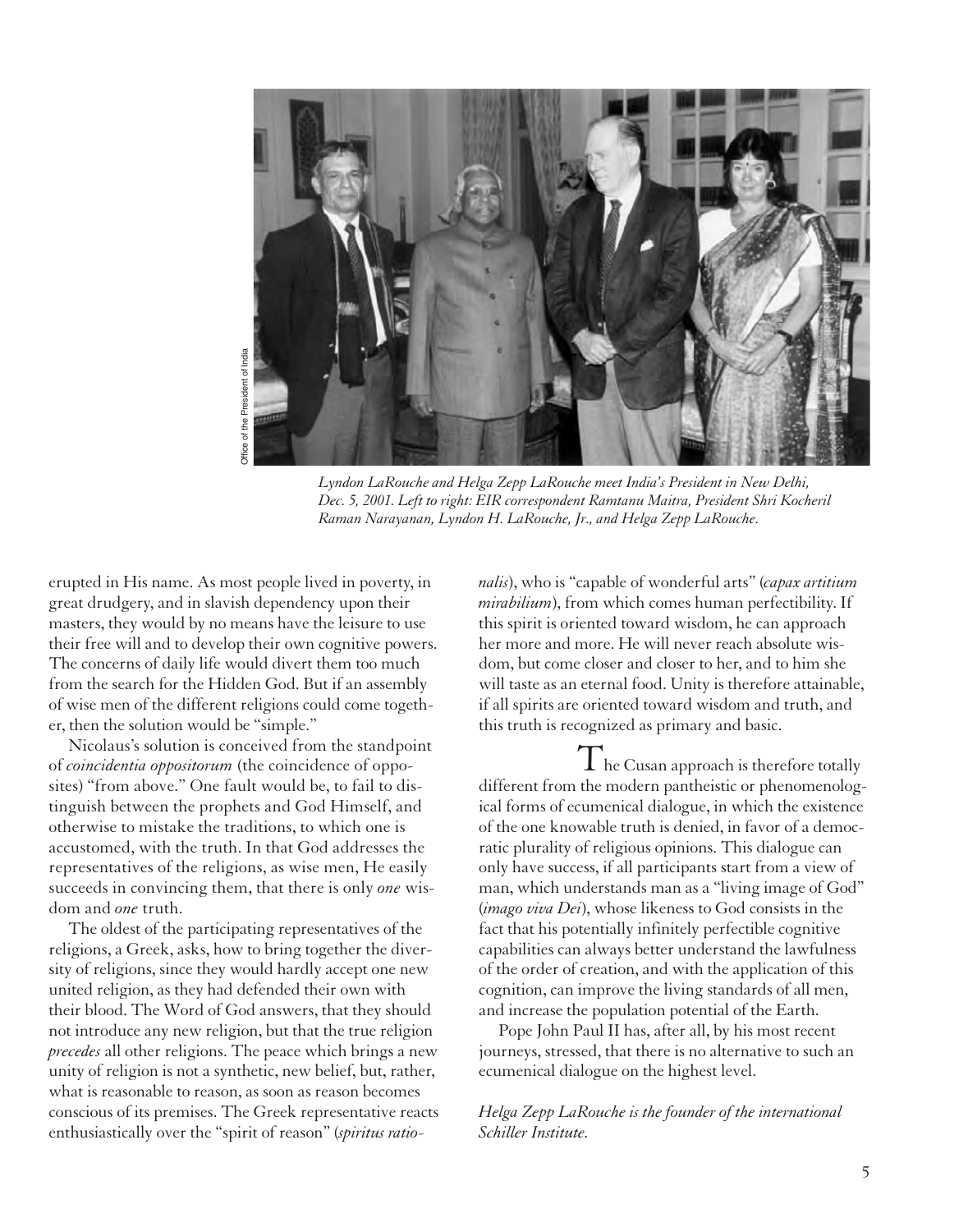Office of the President of India

*Lyndon LaRouche and Helga Zepp LaRouche meet India's President in New Delhi, Dec. 5, 2001. Left to right: EIR correspondent Ramtanu Maitra, President Shri Kocheril Raman Narayanan, Lyndon H. LaRouche, Jr., and Helga Zepp LaRouche.*

erupted in His name. As most people lived in poverty, in great drudgery, and in slavish dependency upon their masters, they would by no means have the leisure to use their free will and to develop their own cognitive powers. The concerns of daily life would divert them too much from the search for the Hidden God. But if an assembly of wise men of the different religions could come together, then the solution would be "simple."

Nicolaus's solution is conceived from the standpoint of *coincidentia oppositorum* (the coincidence of opposites) "from above." One fault would be, to fail to distinguish between the prophets and God Himself, and otherwise to mistake the traditions, to which one is accustomed, with the truth. In that God addresses the representatives of the religions, as wise men, He easily succeeds in convincing them, that there is only *one* wisdom and *one* truth.

The oldest of the participating representatives of the religions, a Greek, asks, how to bring together the diversity of religions, since they would hardly accept one new united religion, as they had defended their own with their blood. The Word of God answers, that they should not introduce any new religion, but that the true religion *precedes* all other religions. The peace which brings a new unity of religion is not a synthetic, new belief, but, rather, what is reasonable to reason, as soon as reason becomes conscious of its premises. The Greek representative reacts enthusiastically over the "spirit of reason" (*spiritus rationalis*), who is "capable of wonderful arts" (*capax artitium mirabilium*), from which comes human perfectibility. If this spirit is oriented toward wisdom, he can approach her more and more. He will never reach absolute wisdom, but come closer and closer to her, and to him she will taste as an eternal food. Unity is therefore attainable, if all spirits are oriented toward wisdom and truth, and this truth is recognized as primary and basic.

The Cusan approach is therefore totally different from the modern pantheistic or phenomenological forms of ecumenical dialogue, in which the existence of the one knowable truth is denied, in favor of a democratic plurality of religious opinions. This dialogue can only have success, if all participants start from a view of man, which understands man as a "living image of God" (*imago viva Dei*), whose likeness to God consists in the fact that his potentially infinitely perfectible cognitive capabilities can always better understand the lawfulness of the order of creation, and with the application of this cognition, can improve the living standards of all men, and increase the population potential of the Earth.

Pope John Paul II has, after all, by his most recent journeys, stressed, that there is no alternative to such an ecumenical dialogue on the highest level.

*Helga Zepp LaRouche is the founder of the international Schiller Institute.*